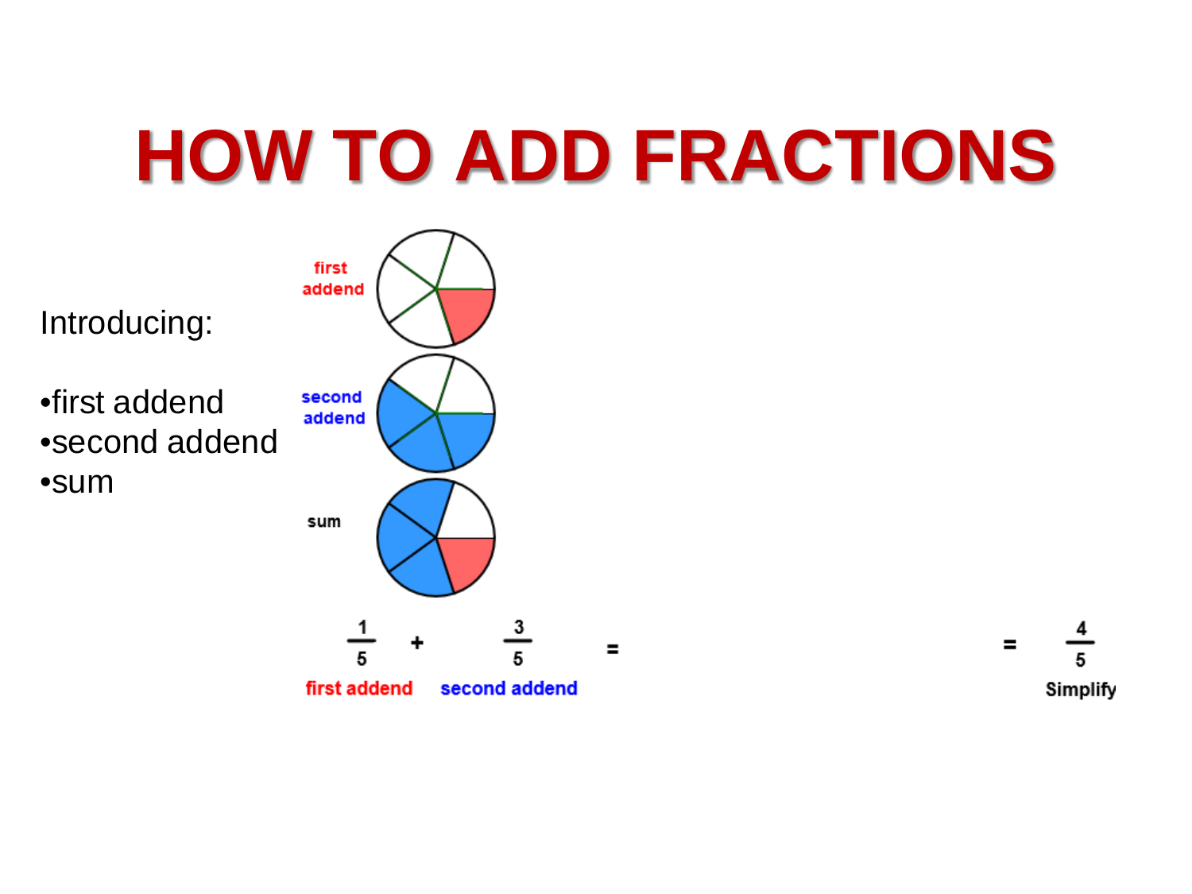# HOW TO ADD FRACTIONS

Introducing:

- first addend
- second addend
- sum

first addend

second addend

sum

$$\frac{1}{5} + \frac{3}{5} = \qquad = \frac{4}{5}$$

first addend second addend Simplify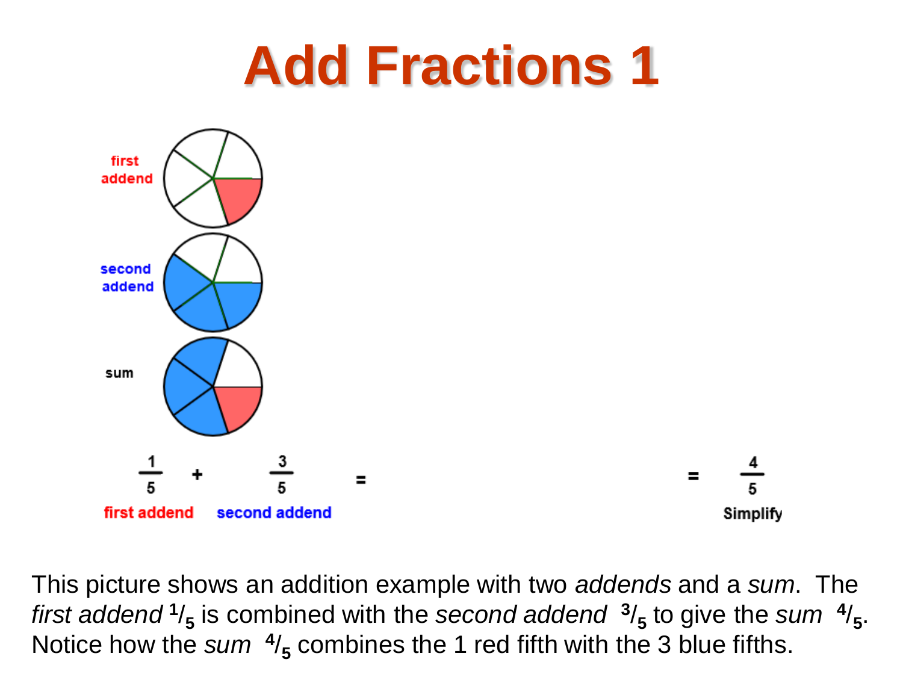# Add Fractions 1

first addend

second addend

sum

$$\frac{1}{5} + \frac{3}{5} = \qquad = \frac{4}{5}$$

first addend second addend Simplify

This picture shows an addition example with two *addends* and a *sum*. The *first addend* $^1/_5$ is combined with the *second addend* $^3/_5$ to give the *sum* $^4/_5$. Notice how the *sum* $^4/_5$ combines the 1 red fifth with the 3 blue fifths.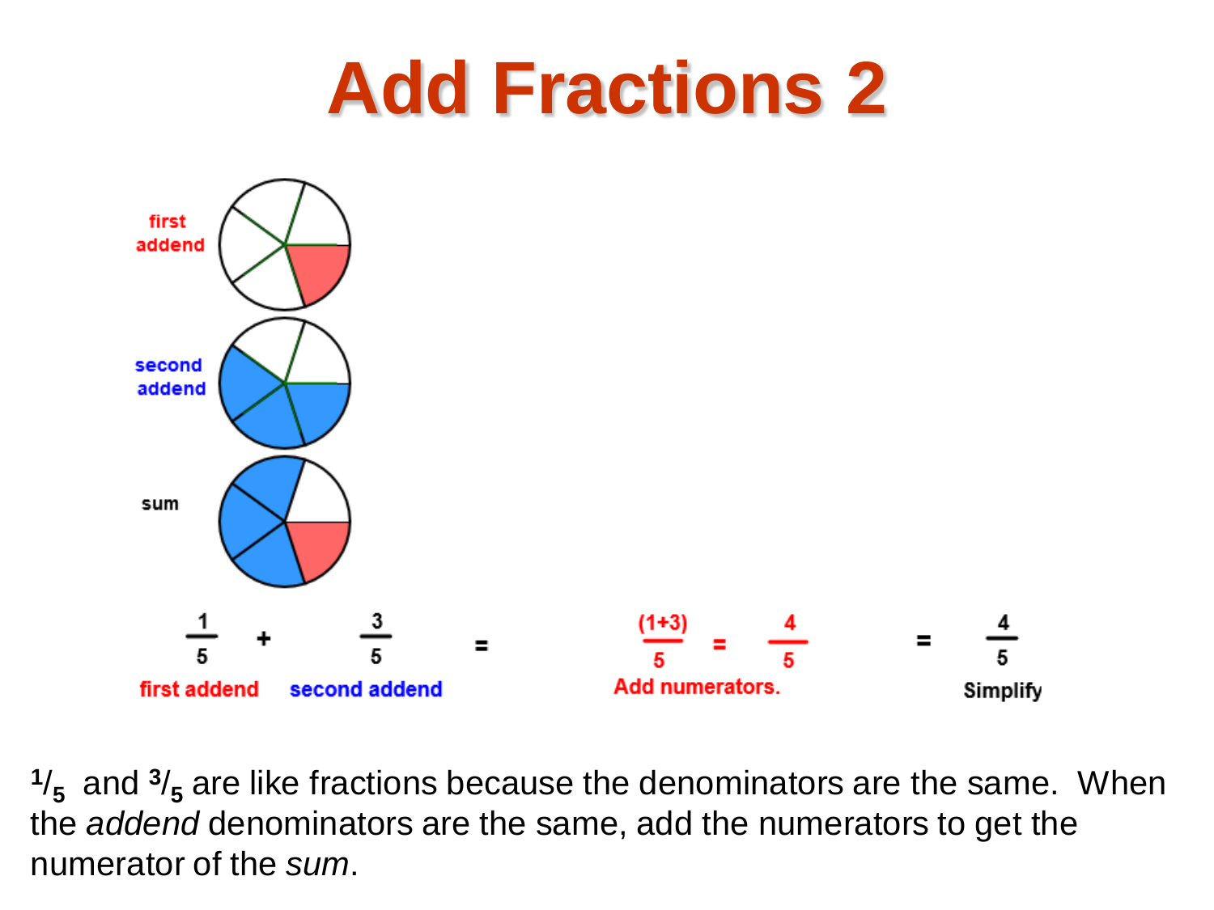# Add Fractions 2

first addend

second addend

sum

$$\frac{1}{5} + \frac{3}{5} = \frac{(1+3)}{5} = \frac{4}{5} = \frac{4}{5}$$

first addend second addend Add numerators. Simplify

$^1/_5$ and $^3/_5$ are like fractions because the denominators are the same. When the *addend* denominators are the same, add the numerators to get the numerator of the *sum*.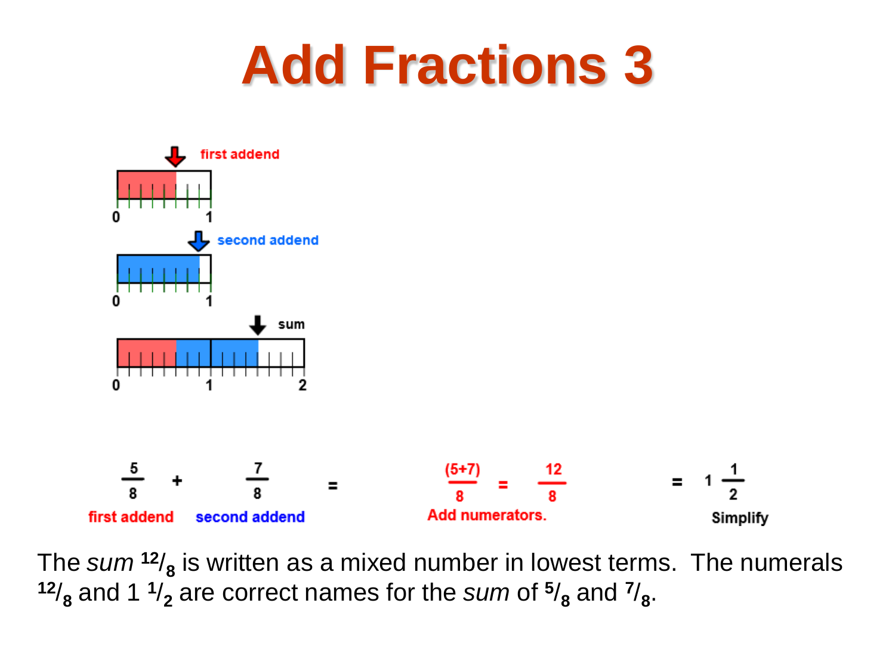# Add Fractions 3

first addend

0 1

second addend

0 1

sum

0 1 2

$$\frac{5}{8} + \frac{7}{8} = \frac{(5+7)}{8} = \frac{12}{8} = 1\frac{1}{2}$$

first addend second addend Add numerators. Simplify

The *sum* $^{12}/_{8}$ is written as a mixed number in lowest terms. The numerals $^{12}/_{8}$ and 1 $^{1}/_{2}$ are correct names for the *sum* of $^{5}/_{8}$ and $^{7}/_{8}$.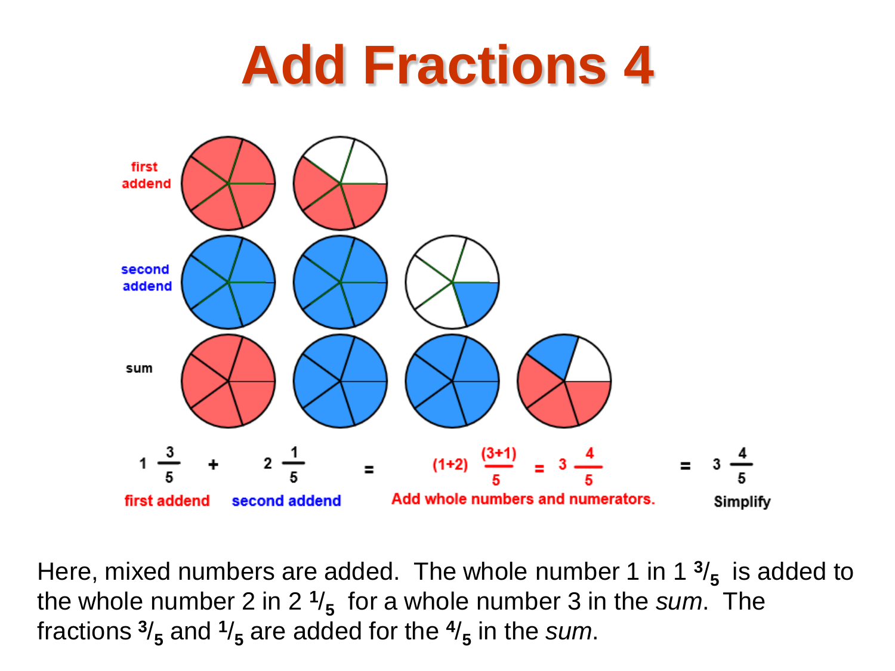# Add Fractions 4

first addend

second addend

sum

$$1\frac{3}{5} + 2\frac{1}{5} = (1+2)\frac{(3+1)}{5} = 3\frac{4}{5} = 3\frac{4}{5}$$

first addend second addend Add whole numbers and numerators. Simplify

Here, mixed numbers are added. The whole number 1 in 1 $^3/_5$ is added to the whole number 2 in 2 $^1/_5$ for a whole number 3 in the *sum*. The fractions $^3/_5$ and $^1/_5$ are added for the $^4/_5$ in the *sum*.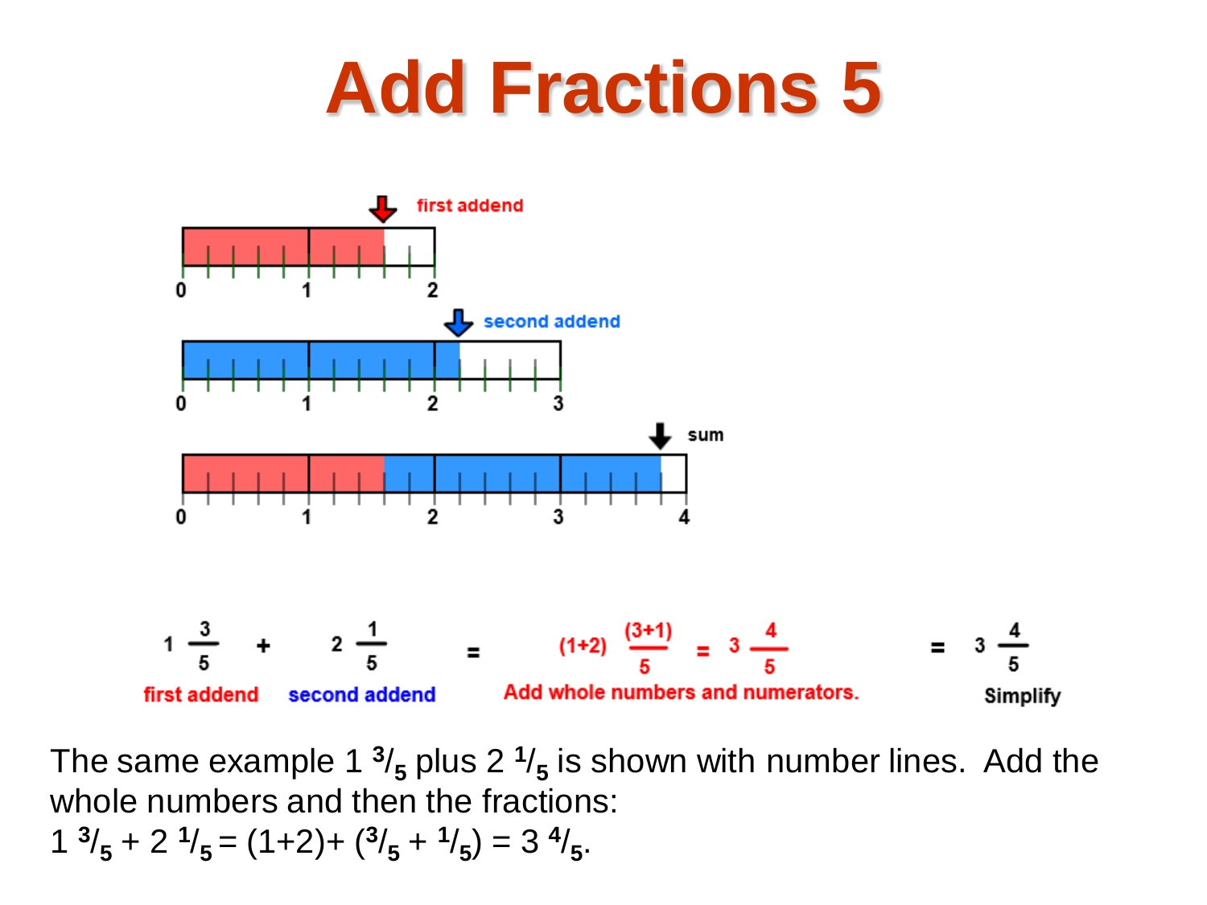# Add Fractions 5

first addend

0 1 2

second addend

0 1 2 3

sum

0 1 2 3 4

$$1\frac{3}{5} + 2\frac{1}{5} = (1+2)\frac{(3+1)}{5} = 3\frac{4}{5} = 3\frac{4}{5}$$

first addend — second addend — Add whole numbers and numerators. — Simplify

The same example $1\ ^3/_5$ plus $2\ ^1/_5$ is shown with number lines. Add the whole numbers and then the fractions:
$1\ ^3/_5 + 2\ ^1/_5 = (1+2) + (^3/_5 + ^1/_5) = 3\ ^4/_5$.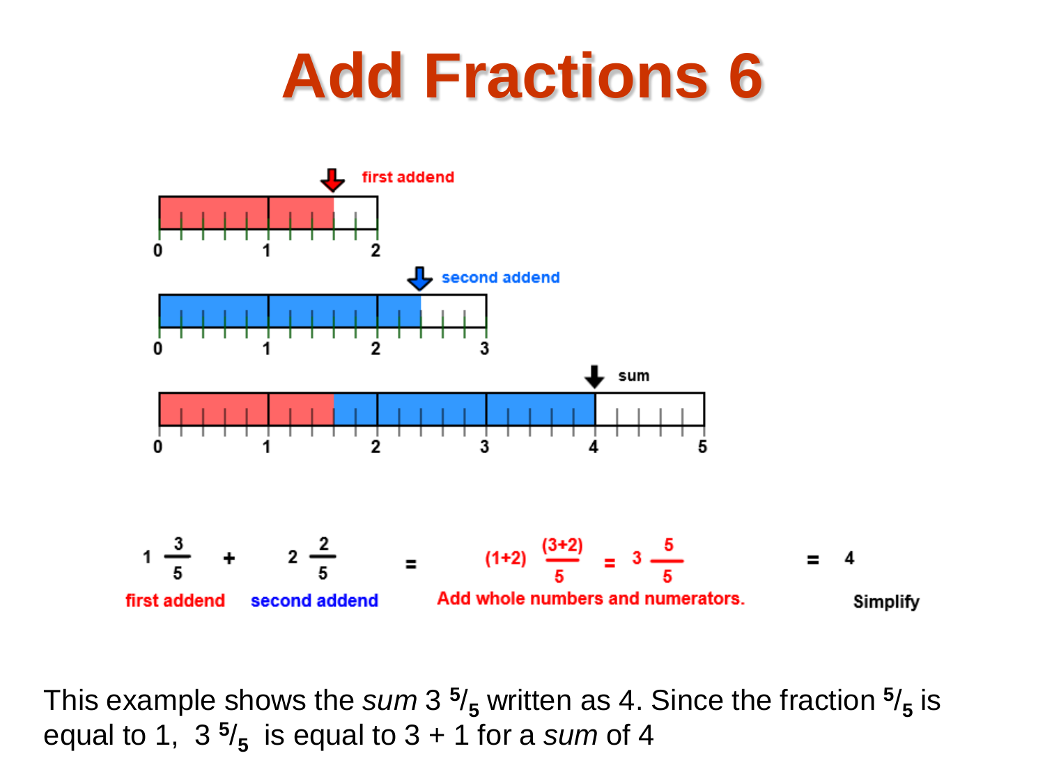# Add Fractions 6

first addend

0 1 2

second addend

0 1 2 3

sum

0 1 2 3 4 5

$1\frac{3}{5}$ + $2\frac{2}{5}$ = $(1+2)\frac{(3+2)}{5}$ = $3\frac{5}{5}$ = 4

first addend | second addend | Add whole numbers and numerators. | Simplify

This example shows the *sum* 3 $^5/_5$ written as 4. Since the fraction $^5/_5$ is equal to 1, 3 $^5/_5$ is equal to 3 + 1 for a *sum* of 4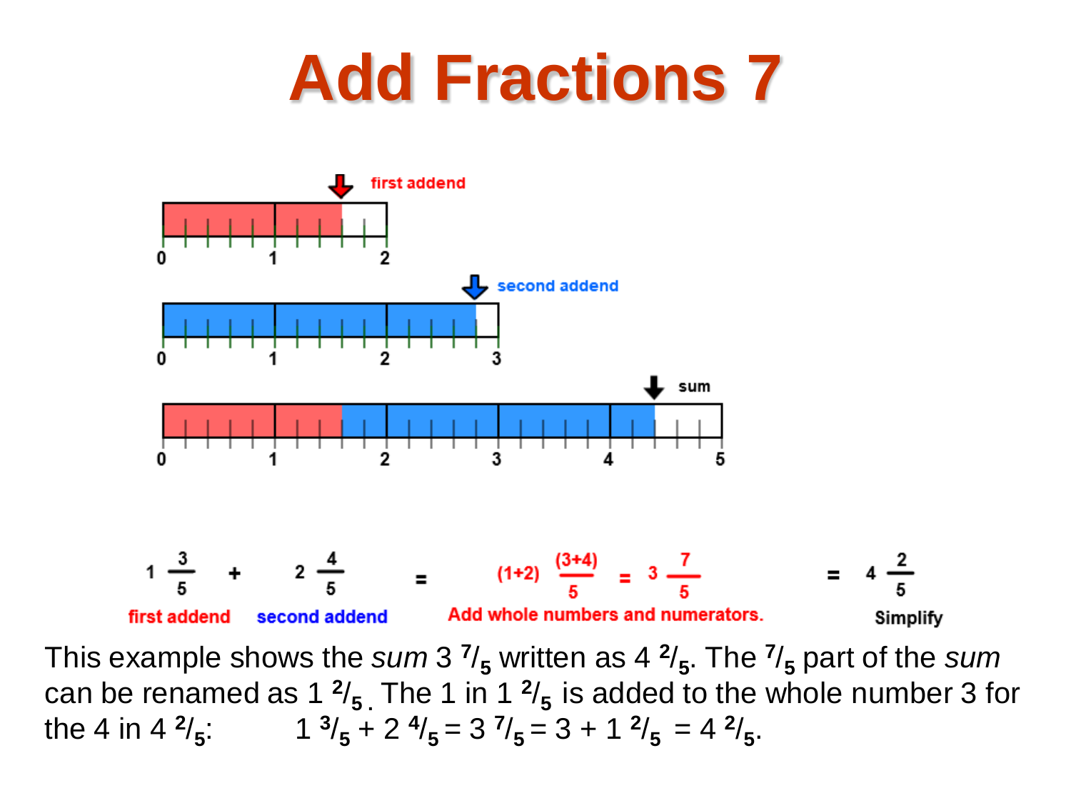# Add Fractions 7

first addend

0 1 2

second addend

0 1 2 3

sum

0 1 2 3 4 5

$$1\frac{3}{5} + 2\frac{4}{5} = (1+2)\frac{(3+4)}{5} = 3\frac{7}{5} = 4\frac{2}{5}$$

first addend | second addend | Add whole numbers and numerators. | Simplify

This example shows the *sum* $3\,{}^{7}/_{5}$ written as $4\,{}^{2}/_{5}$. The ${}^{7}/_{5}$ part of the *sum* can be renamed as $1\,{}^{2}/_{5}$. The 1 in $1\,{}^{2}/_{5}$ is added to the whole number 3 for the 4 in $4\,{}^{2}/_{5}$: $1\,{}^{3}/_{5} + 2\,{}^{4}/_{5} = 3\,{}^{7}/_{5} = 3 + 1\,{}^{2}/_{5} = 4\,{}^{2}/_{5}$.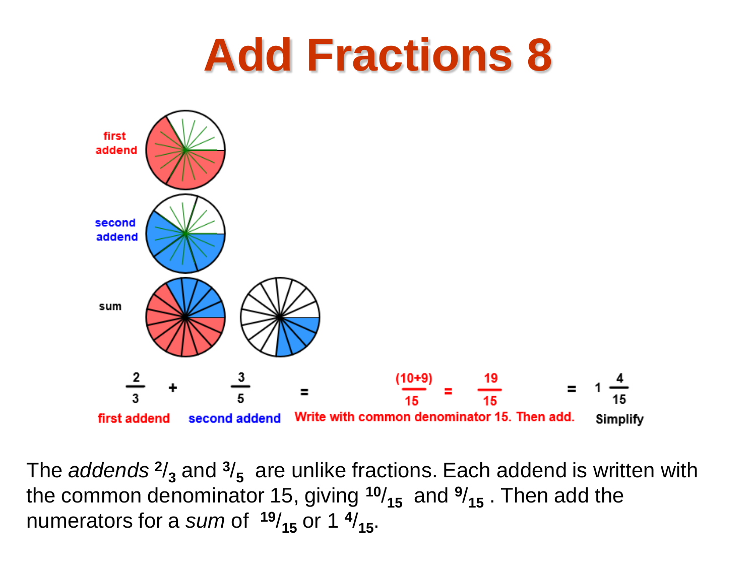# Add Fractions 8

first addend

second addend

sum

$$\frac{2}{3} + \frac{3}{5} = \frac{(10+9)}{15} = \frac{19}{15} = 1\frac{4}{15}$$

first addend | second addend | Write with common denominator 15. Then add. | Simplify

The *addends* $^{2}/_{3}$ and $^{3}/_{5}$ are unlike fractions. Each addend is written with the common denominator 15, giving $^{10}/_{15}$ and $^{9}/_{15}$ . Then add the numerators for a *sum* of $^{19}/_{15}$ or 1 $^{4}/_{15}$.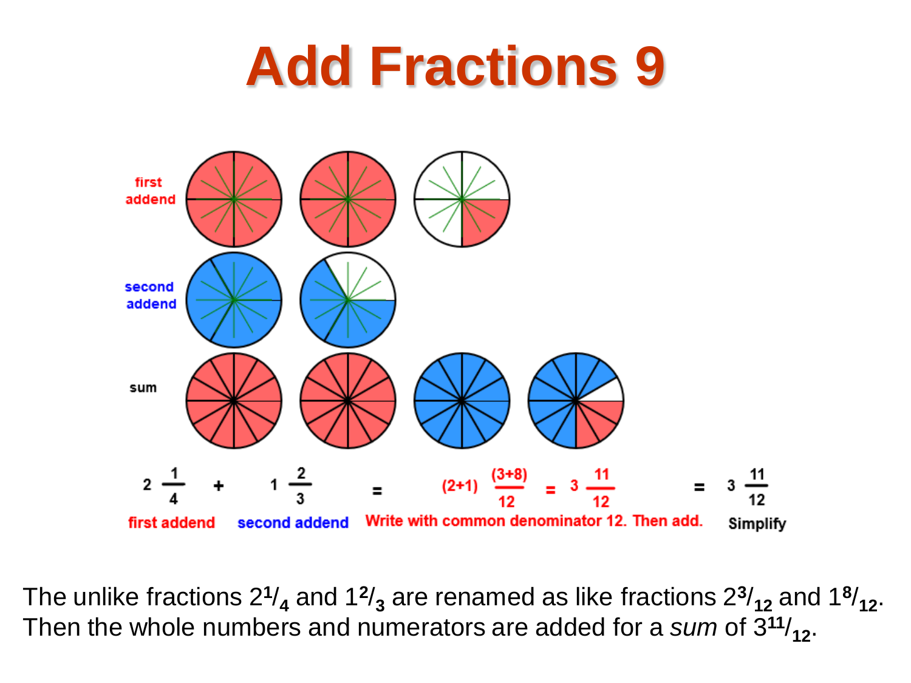# Add Fractions 9

first addend

second addend

sum

$$2\frac{1}{4} + 1\frac{2}{3} = (2+1)\frac{(3+8)}{12} = 3\frac{11}{12} = 3\frac{11}{12}$$

first addend | second addend | Write with common denominator 12. Then add. | Simplify

The unlike fractions $2^1/_4$ and $1^2/_3$ are renamed as like fractions $2^3/_{12}$ and $1^8/_{12}$. Then the whole numbers and numerators are added for a *sum* of $3^{11}/_{12}$.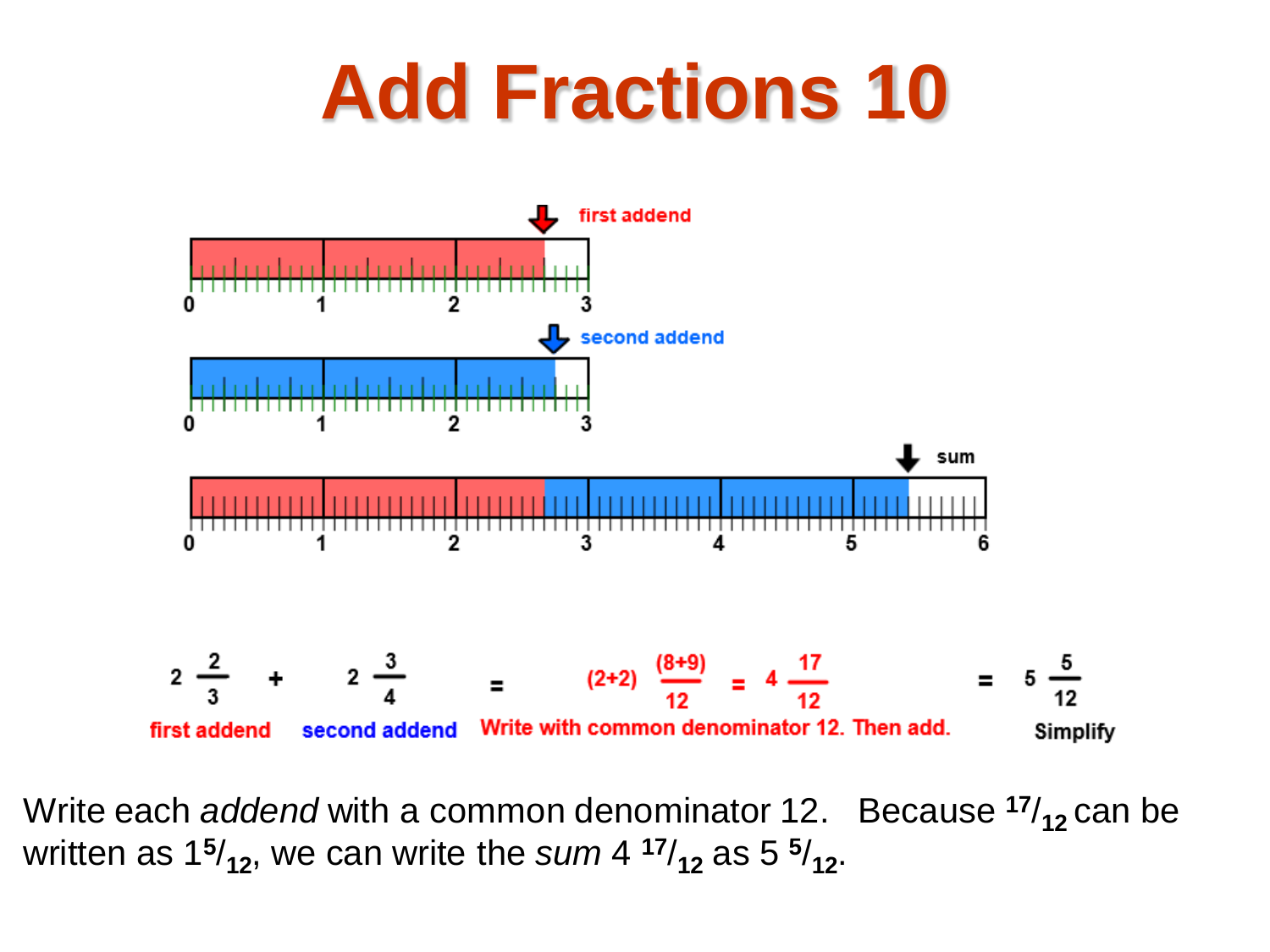# Add Fractions 10

first addend

0 1 2 3

second addend

0 1 2 3

sum

0 1 2 3 4 5 6

$$2\frac{2}{3} + 2\frac{3}{4} = (2+2)\frac{(8+9)}{12} = 4\frac{17}{12} = 5\frac{5}{12}$$

first addend — second addend — Write with common denominator 12. Then add. — Simplify

Write each *addend* with a common denominator 12. Because $^{17}/_{12}$ can be written as $1^{5}/_{12}$, we can write the *sum* $4\ ^{17}/_{12}$ as $5\ ^{5}/_{12}$.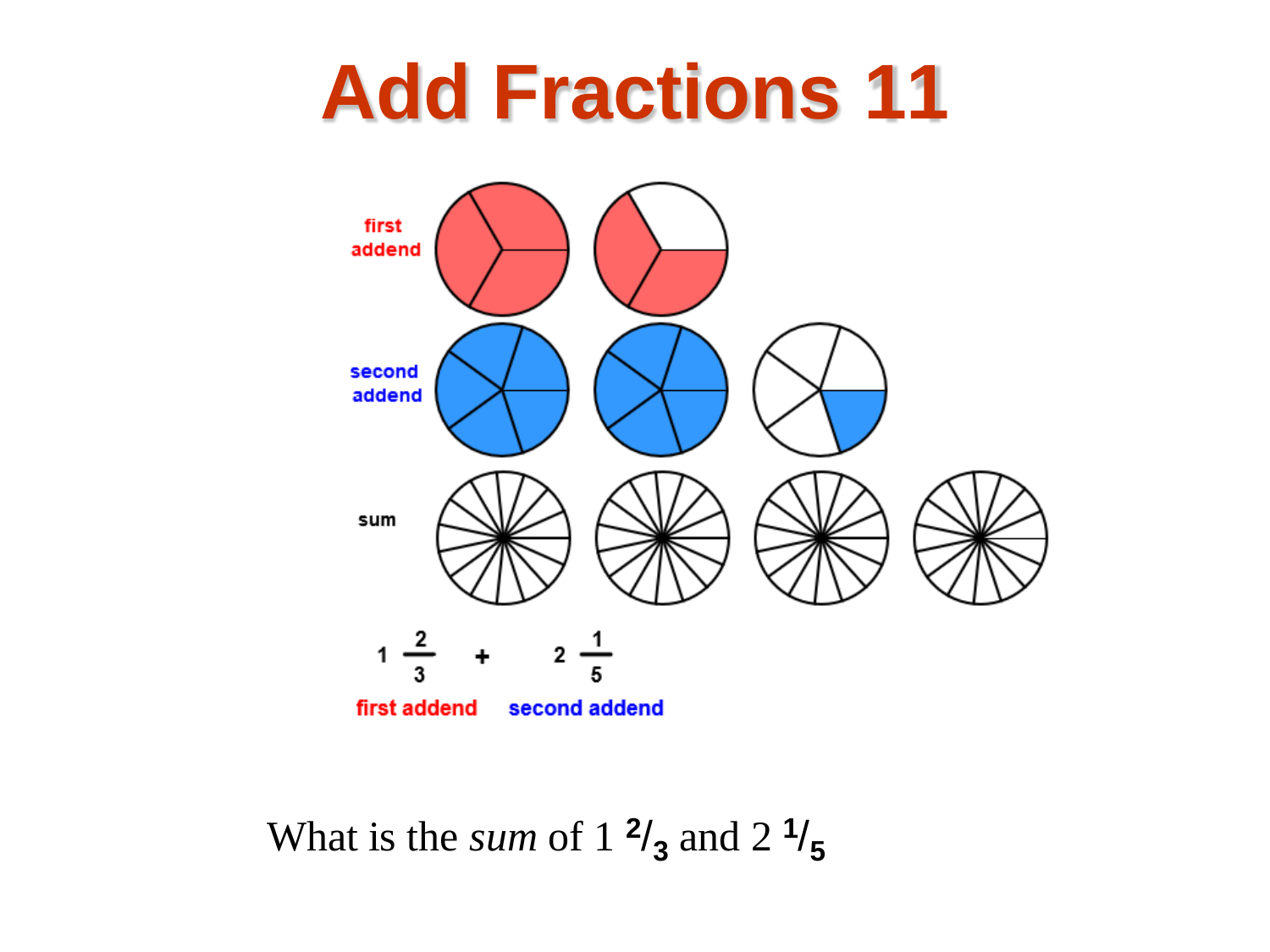# Add Fractions 11

first addend

second addend

sum

$1\frac{2}{3}$ + $2\frac{1}{5}$

first addend    second addend

What is the *sum* of $1\ ^2/_3$ and $2\ ^1/_5$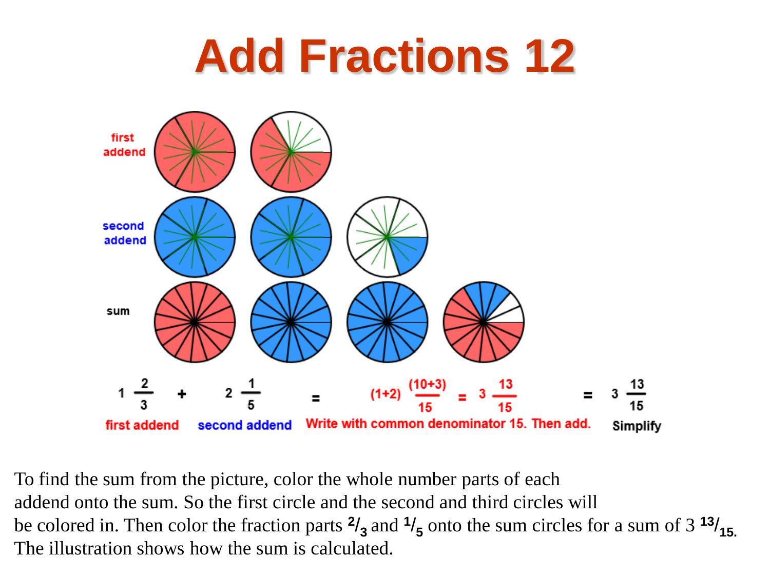# Add Fractions 12

first addend

second addend

sum

$$1\frac{2}{3} + 2\frac{1}{5} = (1+2)\frac{(10+3)}{15} = 3\frac{13}{15} = 3\frac{13}{15}$$

first addend

second addend

Write with common denominator 15. Then add.

Simplify

To find the sum from the picture, color the whole number parts of each addend onto the sum. So the first circle and the second and third circles will be colored in. Then color the fraction parts $^2/_3$ and $^1/_5$ onto the sum circles for a sum of $3\ ^{13}/_{15}$. The illustration shows how the sum is calculated.